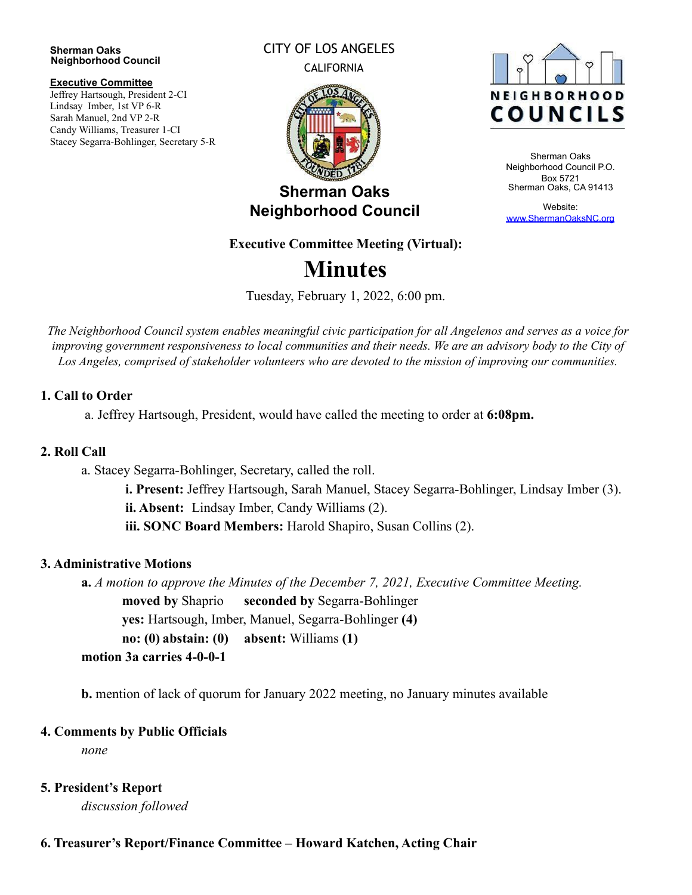**Sherman Oaks Neighborhood Council**

**Executive Committee**
Jeffrey Hartsough, President 2-CI
Lindsay Imber, 1st VP 6-R
Sarah Manuel, 2nd VP 2-R
Candy Williams, Treasurer 1-CI
Stacey Segarra-Bohlinger, Secretary 5-R

CITY OF LOS ANGELES
CALIFORNIA

**Sherman Oaks Neighborhood Council**

NEIGHBORHOOD COUNCILS

Sherman Oaks Neighborhood Council P.O. Box 5721
Sherman Oaks, CA 91413

Website:
www.ShermanOaksNC.org

**Executive Committee Meeting (Virtual):**

# Minutes

Tuesday, February 1, 2022, 6:00 pm.

*The Neighborhood Council system enables meaningful civic participation for all Angelenos and serves as a voice for improving government responsiveness to local communities and their needs. We are an advisory body to the City of Los Angeles, comprised of stakeholder volunteers who are devoted to the mission of improving our communities.*

## 1. Call to Order

a. Jeffrey Hartsough, President, would have called the meeting to order at **6:08pm.**

## 2. Roll Call

a. Stacey Segarra-Bohlinger, Secretary, called the roll.

- **i. Present:** Jeffrey Hartsough, Sarah Manuel, Stacey Segarra-Bohlinger, Lindsay Imber (3).
- **ii. Absent:** Lindsay Imber, Candy Williams (2).
- **iii. SONC Board Members:** Harold Shapiro, Susan Collins (2).

## 3. Administrative Motions

**a.** *A motion to approve the Minutes of the December 7, 2021, Executive Committee Meeting.*

**moved by** Shaprio **seconded by** Segarra-Bohlinger
**yes:** Hartsough, Imber, Manuel, Segarra-Bohlinger **(4)**
**no: (0) abstain: (0)** **absent:** Williams **(1)**

**motion 3a carries 4-0-0-1**

**b.** mention of lack of quorum for January 2022 meeting, no January minutes available

## 4. Comments by Public Officials

*none*

## 5. President's Report

*discussion followed*

## 6. Treasurer's Report/Finance Committee – Howard Katchen, Acting Chair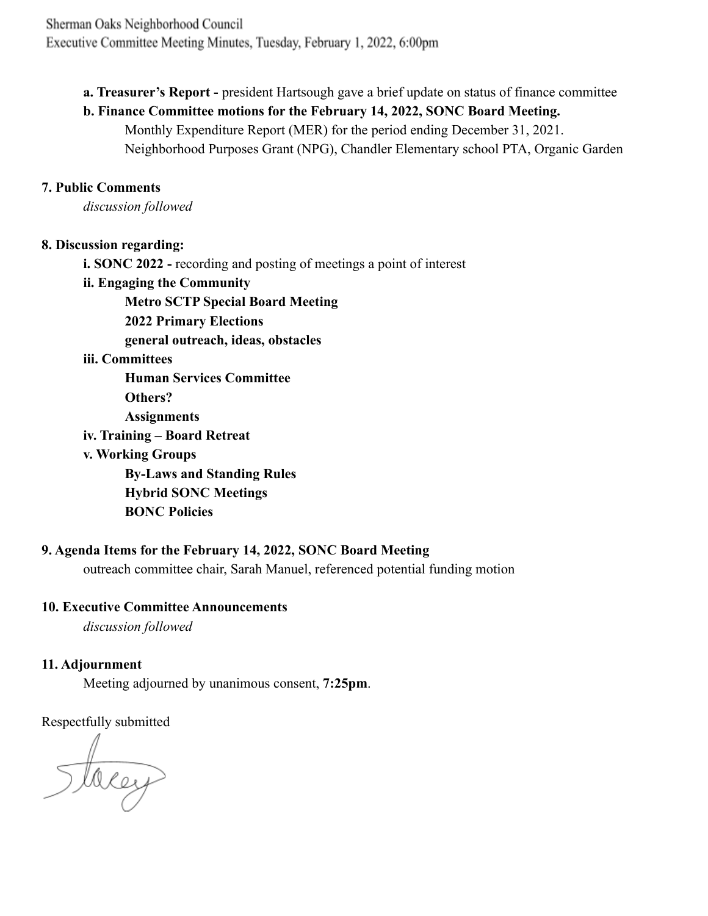**a. Treasurer's Report -** president Hartsough gave a brief update on status of finance committee

**b. Finance Committee motions for the February 14, 2022, SONC Board Meeting.**

Monthly Expenditure Report (MER) for the period ending December 31, 2021.

Neighborhood Purposes Grant (NPG), Chandler Elementary school PTA, Organic Garden

**7. Public Comments**

*discussion followed*

**8. Discussion regarding:**

**i. SONC 2022 -** recording and posting of meetings a point of interest

**ii. Engaging the Community**

**Metro SCTP Special Board Meeting**

**2022 Primary Elections**

**general outreach, ideas, obstacles**

**iii. Committees**

**Human Services Committee**

**Others?**

**Assignments**

**iv. Training – Board Retreat**

**v. Working Groups**

**By-Laws and Standing Rules**

**Hybrid SONC Meetings**

**BONC Policies**

**9. Agenda Items for the February 14, 2022, SONC Board Meeting**

outreach committee chair, Sarah Manuel, referenced potential funding motion

**10. Executive Committee Announcements**

*discussion followed*

**11. Adjournment**

Meeting adjourned by unanimous consent, **7:25pm**.

Respectfully submitted

Stacey